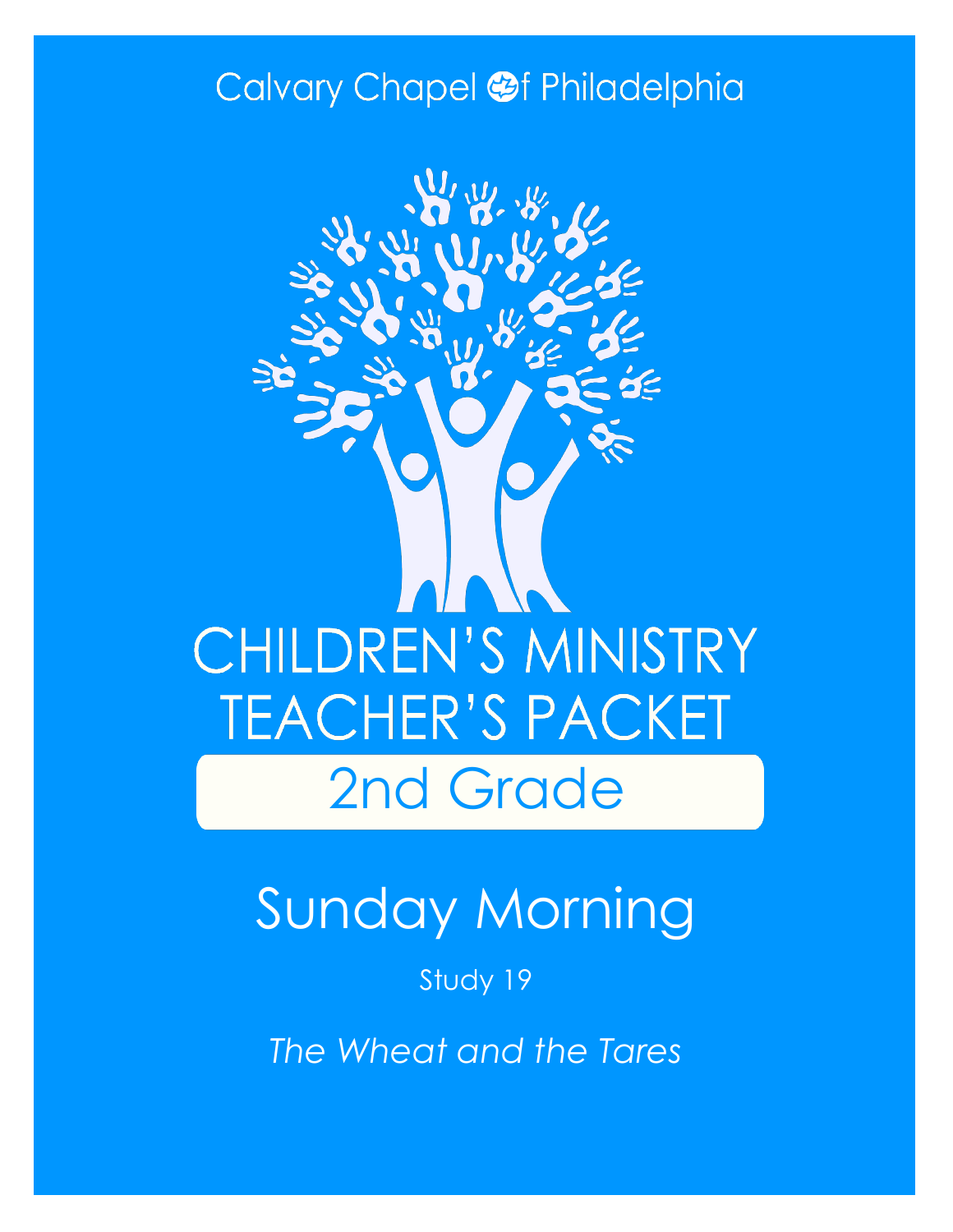Calvary Chapel of Philadelphia

# CHILDREN'S MINISTRY TEACHER'S PACKET

## 2nd Grade

# Sunday Morning

Study 19

*The Wheat and the Tares*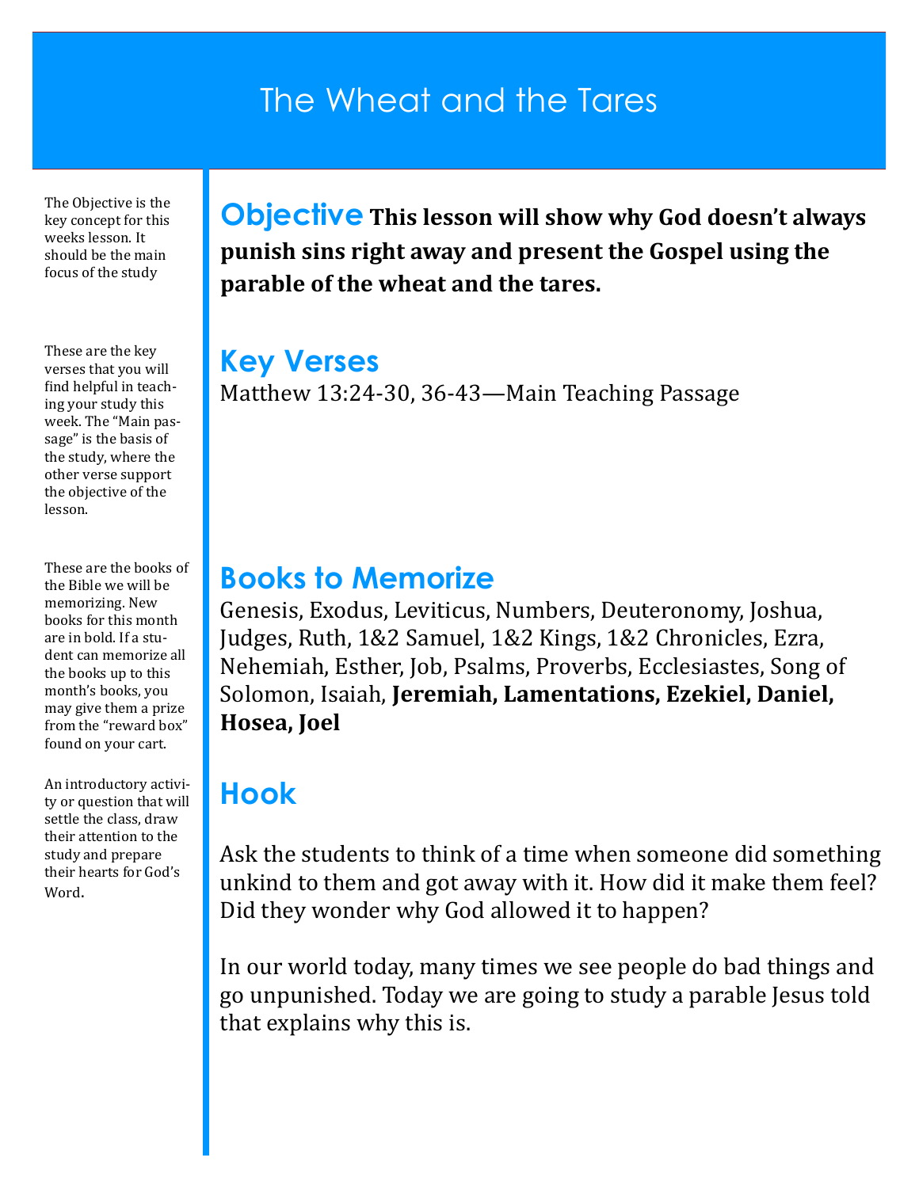# The Wheat and the Tares

The Objective is the key concept for this weeks lesson. It should be the main focus of the study

## Objective

**This lesson will show why God doesn't always punish sins right away and present the Gospel using the parable of the wheat and the tares.**

These are the key verses that you will find helpful in teaching your study this week. The "Main passage" is the basis of the study, where the other verse support the objective of the lesson.

## Key Verses

Matthew 13:24-30, 36-43—Main Teaching Passage

These are the books of the Bible we will be memorizing. New books for this month are in bold. If a student can memorize all the books up to this month's books, you may give them a prize from the "reward box" found on your cart.

## Books to Memorize

Genesis, Exodus, Leviticus, Numbers, Deuteronomy, Joshua, Judges, Ruth, 1&2 Samuel, 1&2 Kings, 1&2 Chronicles, Ezra, Nehemiah, Esther, Job, Psalms, Proverbs, Ecclesiastes, Song of Solomon, Isaiah, **Jeremiah, Lamentations, Ezekiel, Daniel, Hosea, Joel**

An introductory activity or question that will settle the class, draw their attention to the study and prepare their hearts for God's Word.

## Hook

Ask the students to think of a time when someone did something unkind to them and got away with it. How did it make them feel? Did they wonder why God allowed it to happen?

In our world today, many times we see people do bad things and go unpunished. Today we are going to study a parable Jesus told that explains why this is.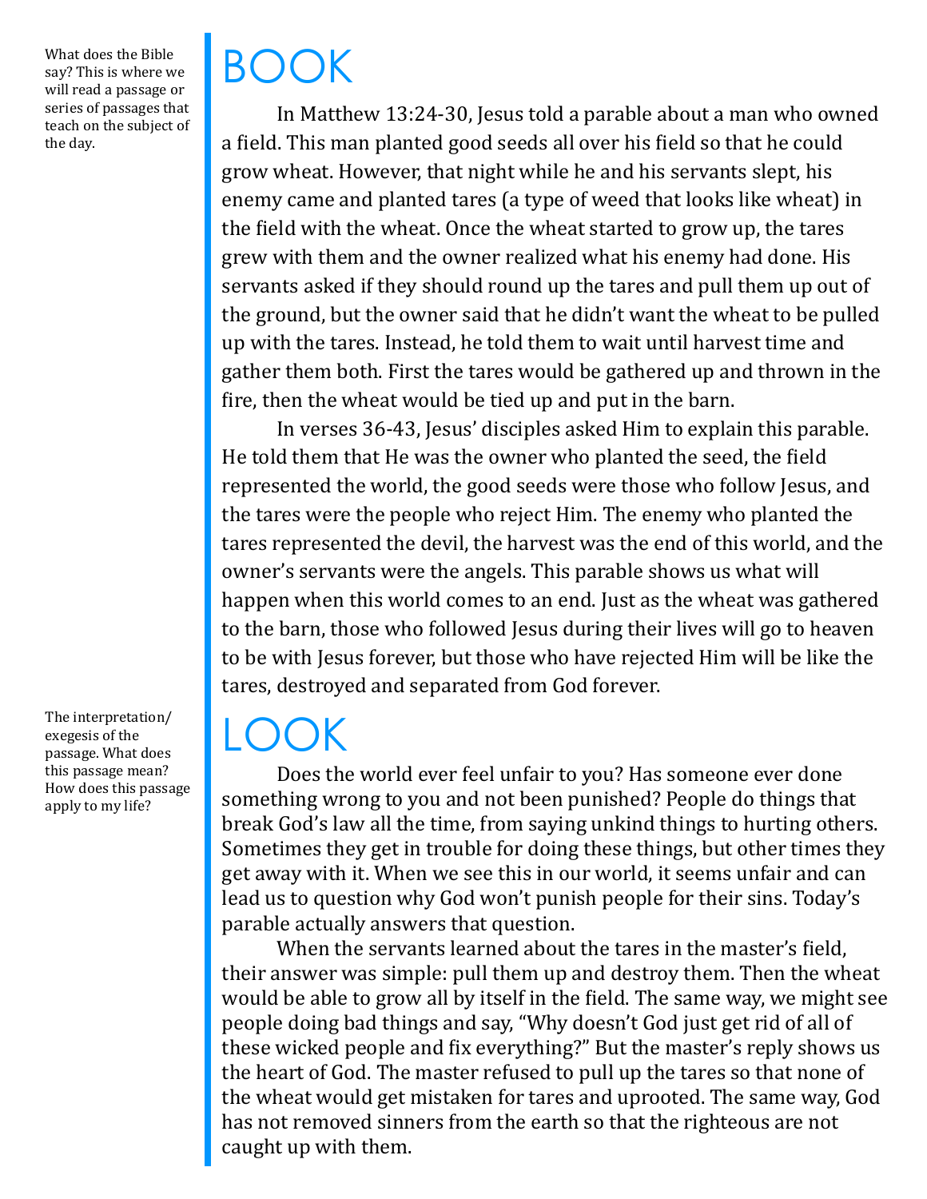What does the Bible say? This is where we will read a passage or series of passages that teach on the subject of the day.

# BOOK

In Matthew 13:24-30, Jesus told a parable about a man who owned a field. This man planted good seeds all over his field so that he could grow wheat. However, that night while he and his servants slept, his enemy came and planted tares (a type of weed that looks like wheat) in the field with the wheat. Once the wheat started to grow up, the tares grew with them and the owner realized what his enemy had done. His servants asked if they should round up the tares and pull them up out of the ground, but the owner said that he didn't want the wheat to be pulled up with the tares. Instead, he told them to wait until harvest time and gather them both. First the tares would be gathered up and thrown in the fire, then the wheat would be tied up and put in the barn.

In verses 36-43, Jesus' disciples asked Him to explain this parable. He told them that He was the owner who planted the seed, the field represented the world, the good seeds were those who follow Jesus, and the tares were the people who reject Him. The enemy who planted the tares represented the devil, the harvest was the end of this world, and the owner's servants were the angels. This parable shows us what will happen when this world comes to an end. Just as the wheat was gathered to the barn, those who followed Jesus during their lives will go to heaven to be with Jesus forever, but those who have rejected Him will be like the tares, destroyed and separated from God forever.

The interpretation/exegesis of the passage. What does this passage mean? How does this passage apply to my life?

# LOOK

Does the world ever feel unfair to you? Has someone ever done something wrong to you and not been punished? People do things that break God's law all the time, from saying unkind things to hurting others. Sometimes they get in trouble for doing these things, but other times they get away with it. When we see this in our world, it seems unfair and can lead us to question why God won't punish people for their sins. Today's parable actually answers that question.

When the servants learned about the tares in the master's field, their answer was simple: pull them up and destroy them. Then the wheat would be able to grow all by itself in the field. The same way, we might see people doing bad things and say, "Why doesn't God just get rid of all of these wicked people and fix everything?" But the master's reply shows us the heart of God. The master refused to pull up the tares so that none of the wheat would get mistaken for tares and uprooted. The same way, God has not removed sinners from the earth so that the righteous are not caught up with them.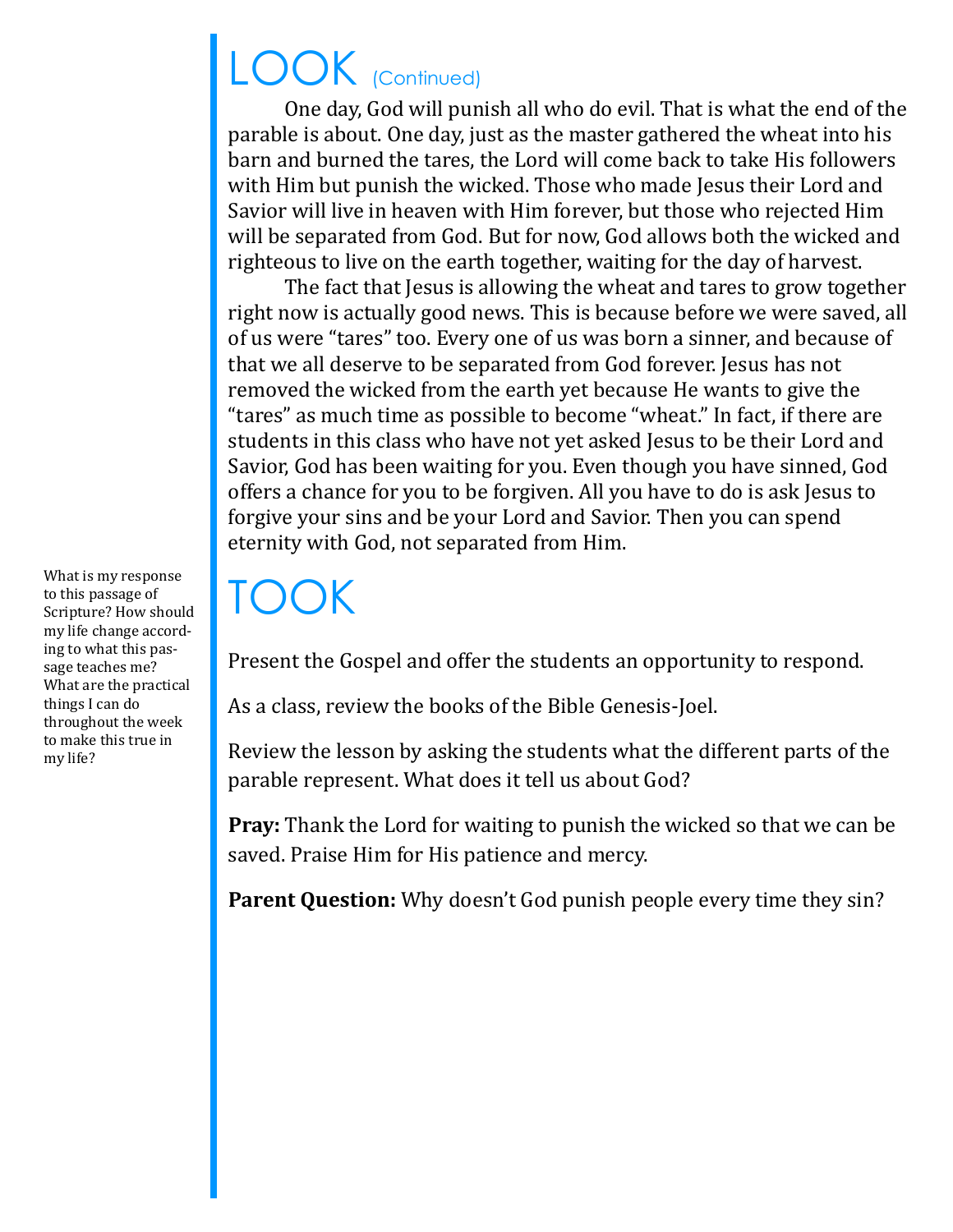# LOOK (Continued)

One day, God will punish all who do evil. That is what the end of the parable is about. One day, just as the master gathered the wheat into his barn and burned the tares, the Lord will come back to take His followers with Him but punish the wicked. Those who made Jesus their Lord and Savior will live in heaven with Him forever, but those who rejected Him will be separated from God. But for now, God allows both the wicked and righteous to live on the earth together, waiting for the day of harvest.

The fact that Jesus is allowing the wheat and tares to grow together right now is actually good news. This is because before we were saved, all of us were "tares" too. Every one of us was born a sinner, and because of that we all deserve to be separated from God forever. Jesus has not removed the wicked from the earth yet because He wants to give the "tares" as much time as possible to become "wheat." In fact, if there are students in this class who have not yet asked Jesus to be their Lord and Savior, God has been waiting for you. Even though you have sinned, God offers a chance for you to be forgiven. All you have to do is ask Jesus to forgive your sins and be your Lord and Savior. Then you can spend eternity with God, not separated from Him.

# TOOK

What is my response to this passage of Scripture? How should my life change according to what this passage teaches me? What are the practical things I can do throughout the week to make this true in my life?

Present the Gospel and offer the students an opportunity to respond.

As a class, review the books of the Bible Genesis-Joel.

Review the lesson by asking the students what the different parts of the parable represent. What does it tell us about God?

**Pray:** Thank the Lord for waiting to punish the wicked so that we can be saved. Praise Him for His patience and mercy.

**Parent Question:** Why doesn't God punish people every time they sin?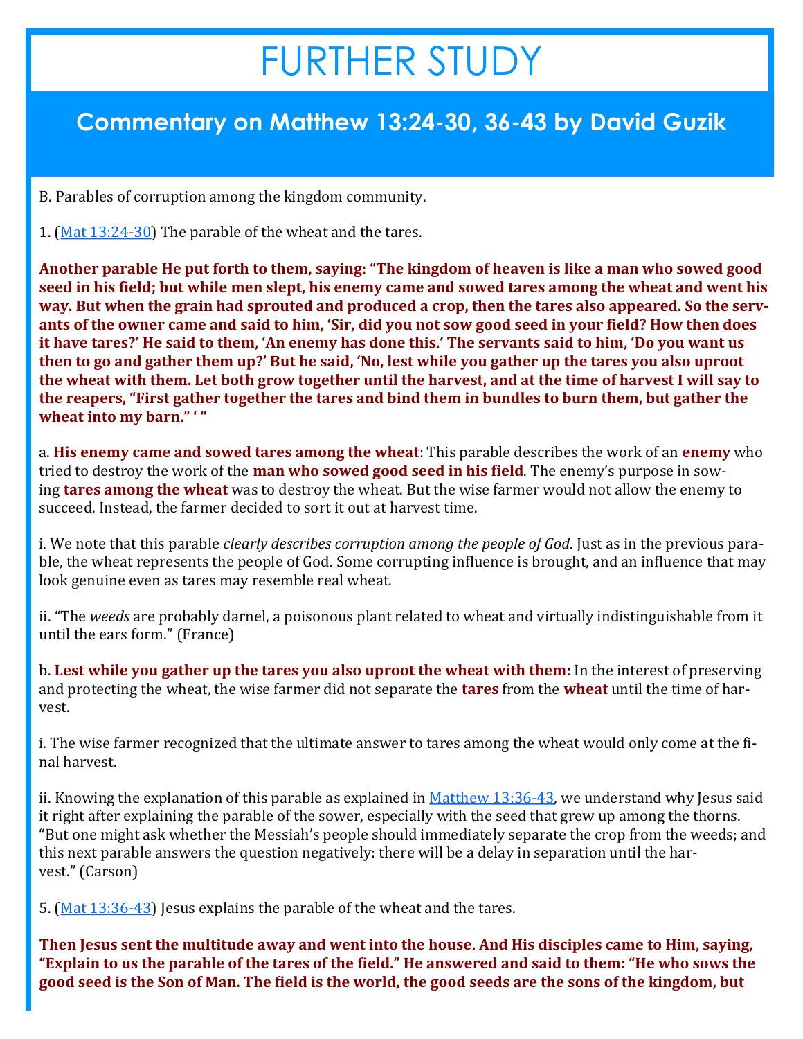# FURTHER STUDY

## Commentary on Matthew 13:24-30, 36-43 by David Guzik

B. Parables of corruption among the kingdom community.

1. ([Mat 13:24-30]) The parable of the wheat and the tares.

**Another parable He put forth to them, saying: "The kingdom of heaven is like a man who sowed good seed in his field; but while men slept, his enemy came and sowed tares among the wheat and went his way. But when the grain had sprouted and produced a crop, then the tares also appeared. So the servants of the owner came and said to him, 'Sir, did you not sow good seed in your field? How then does it have tares?' He said to them, 'An enemy has done this.' The servants said to him, 'Do you want us then to go and gather them up?' But he said, 'No, lest while you gather up the tares you also uproot the wheat with them. Let both grow together until the harvest, and at the time of harvest I will say to the reapers, "First gather together the tares and bind them in bundles to burn them, but gather the wheat into my barn." ' "**

a. **His enemy came and sowed tares among the wheat**: This parable describes the work of an **enemy** who tried to destroy the work of the **man who sowed good seed in his field**. The enemy's purpose in sowing **tares among the wheat** was to destroy the wheat. But the wise farmer would not allow the enemy to succeed. Instead, the farmer decided to sort it out at harvest time.

i. We note that this parable *clearly describes corruption among the people of God*. Just as in the previous parable, the wheat represents the people of God. Some corrupting influence is brought, and an influence that may look genuine even as tares may resemble real wheat.

ii. "The *weeds* are probably darnel, a poisonous plant related to wheat and virtually indistinguishable from it until the ears form." (France)

b. **Lest while you gather up the tares you also uproot the wheat with them**: In the interest of preserving and protecting the wheat, the wise farmer did not separate the **tares** from the **wheat** until the time of harvest.

i. The wise farmer recognized that the ultimate answer to tares among the wheat would only come at the final harvest.

ii. Knowing the explanation of this parable as explained in [Matthew 13:36-43], we understand why Jesus said it right after explaining the parable of the sower, especially with the seed that grew up among the thorns. "But one might ask whether the Messiah's people should immediately separate the crop from the weeds; and this next parable answers the question negatively: there will be a delay in separation until the harvest." (Carson)

5. ([Mat 13:36-43]) Jesus explains the parable of the wheat and the tares.

**Then Jesus sent the multitude away and went into the house. And His disciples came to Him, saying, "Explain to us the parable of the tares of the field." He answered and said to them: "He who sows the good seed is the Son of Man. The field is the world, the good seeds are the sons of the kingdom, but**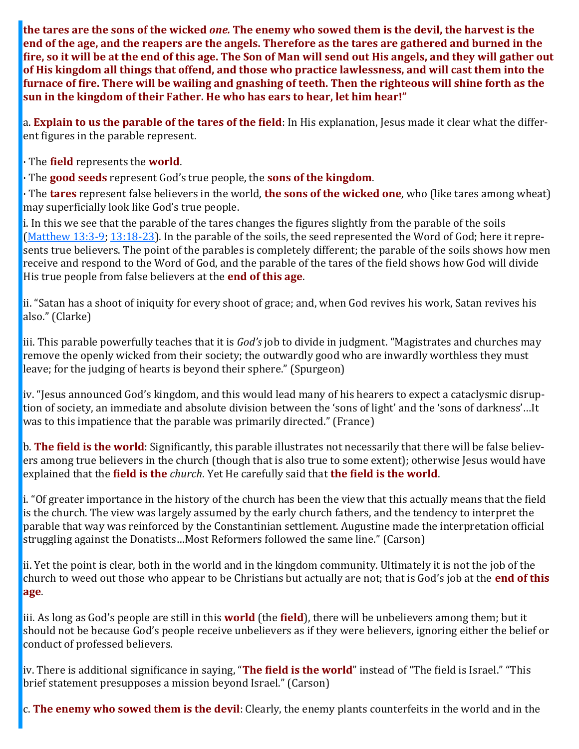**the tares are the sons of the wicked *one.* The enemy who sowed them is the devil, the harvest is the end of the age, and the reapers are the angels. Therefore as the tares are gathered and burned in the fire, so it will be at the end of this age. The Son of Man will send out His angels, and they will gather out of His kingdom all things that offend, and those who practice lawlessness, and will cast them into the furnace of fire. There will be wailing and gnashing of teeth. Then the righteous will shine forth as the sun in the kingdom of their Father. He who has ears to hear, let him hear!"**

a. **Explain to us the parable of the tares of the field**: In His explanation, Jesus made it clear what the different figures in the parable represent.

· The **field** represents the **world**.
· The **good seeds** represent God's true people, the **sons of the kingdom**.
· The **tares** represent false believers in the world, **the sons of the wicked one**, who (like tares among wheat) may superficially look like God's true people.

i. In this we see that the parable of the tares changes the figures slightly from the parable of the soils (Matthew 13:3-9; 13:18-23). In the parable of the soils, the seed represented the Word of God; here it represents true believers. The point of the parables is completely different; the parable of the soils shows how men receive and respond to the Word of God, and the parable of the tares of the field shows how God will divide His true people from false believers at the **end of this age**.

ii. "Satan has a shoot of iniquity for every shoot of grace; and, when God revives his work, Satan revives his also." (Clarke)

iii. This parable powerfully teaches that it is *God's* job to divide in judgment. "Magistrates and churches may remove the openly wicked from their society; the outwardly good who are inwardly worthless they must leave; for the judging of hearts is beyond their sphere." (Spurgeon)

iv. "Jesus announced God's kingdom, and this would lead many of his hearers to expect a cataclysmic disruption of society, an immediate and absolute division between the 'sons of light' and the 'sons of darkness'…It was to this impatience that the parable was primarily directed." (France)

b. **The field is the world**: Significantly, this parable illustrates not necessarily that there will be false believers among true believers in the church (though that is also true to some extent); otherwise Jesus would have explained that the **field is the** *church*. Yet He carefully said that **the field is the world**.

i. "Of greater importance in the history of the church has been the view that this actually means that the field is the church. The view was largely assumed by the early church fathers, and the tendency to interpret the parable that way was reinforced by the Constantinian settlement. Augustine made the interpretation official struggling against the Donatists…Most Reformers followed the same line." (Carson)

ii. Yet the point is clear, both in the world and in the kingdom community. Ultimately it is not the job of the church to weed out those who appear to be Christians but actually are not; that is God's job at the **end of this age**.

iii. As long as God's people are still in this **world** (the **field**), there will be unbelievers among them; but it should not be because God's people receive unbelievers as if they were believers, ignoring either the belief or conduct of professed believers.

iv. There is additional significance in saying, "**The field is the world**" instead of "The field is Israel." "This brief statement presupposes a mission beyond Israel." (Carson)

c. **The enemy who sowed them is the devil**: Clearly, the enemy plants counterfeits in the world and in the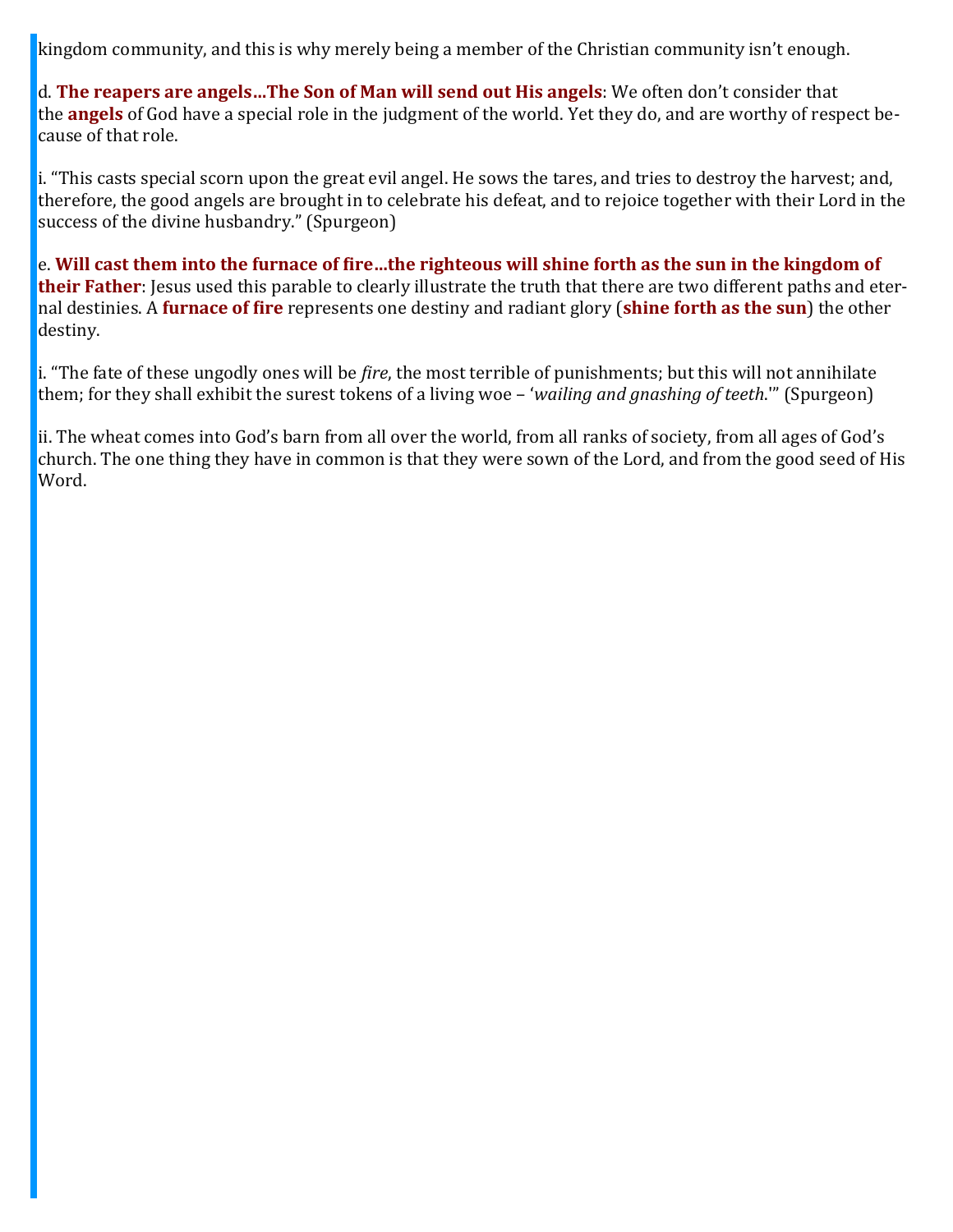kingdom community, and this is why merely being a member of the Christian community isn't enough.

d. **The reapers are angels…The Son of Man will send out His angels**: We often don't consider that the **angels** of God have a special role in the judgment of the world. Yet they do, and are worthy of respect because of that role.

i. "This casts special scorn upon the great evil angel. He sows the tares, and tries to destroy the harvest; and, therefore, the good angels are brought in to celebrate his defeat, and to rejoice together with their Lord in the success of the divine husbandry." (Spurgeon)

e. **Will cast them into the furnace of fire…the righteous will shine forth as the sun in the kingdom of their Father**: Jesus used this parable to clearly illustrate the truth that there are two different paths and eternal destinies. A **furnace of fire** represents one destiny and radiant glory (**shine forth as the sun**) the other destiny.

i. "The fate of these ungodly ones will be *fire*, the most terrible of punishments; but this will not annihilate them; for they shall exhibit the surest tokens of a living woe – '*wailing and gnashing of teeth*.'" (Spurgeon)

ii. The wheat comes into God's barn from all over the world, from all ranks of society, from all ages of God's church. The one thing they have in common is that they were sown of the Lord, and from the good seed of His Word.